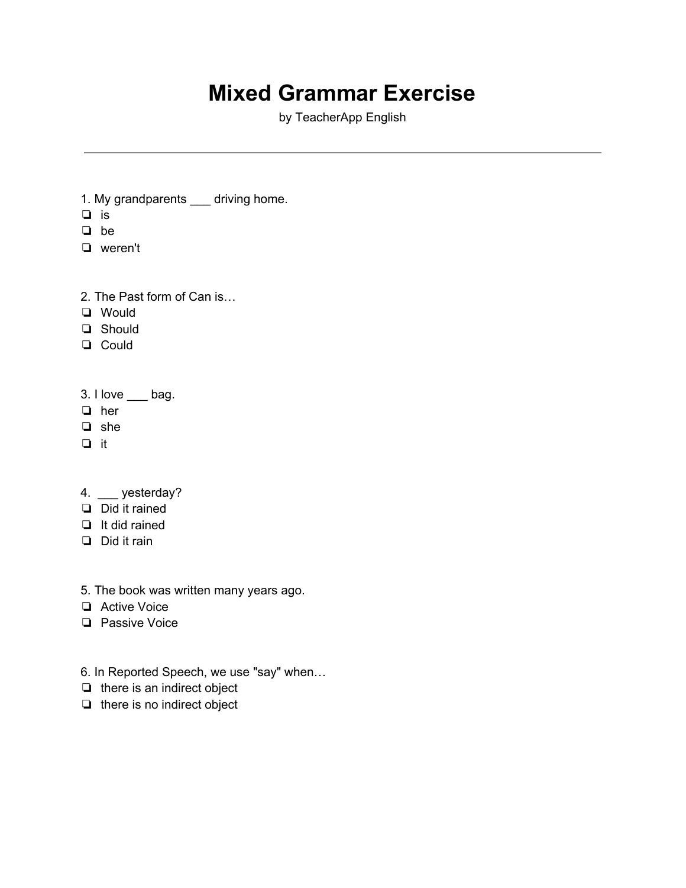# Mixed Grammar Exercise

by TeacherApp English

---

1. My grandparents ___ driving home.
- ❏ is
- ❏ be
- ❏ weren't

2. The Past form of Can is…
- ❏ Would
- ❏ Should
- ❏ Could

3. I love ___ bag.
- ❏ her
- ❏ she
- ❏ it

4. ___ yesterday?
- ❏ Did it rained
- ❏ It did rained
- ❏ Did it rain

5. The book was written many years ago.
- ❏ Active Voice
- ❏ Passive Voice

6. In Reported Speech, we use "say" when…
- ❏ there is an indirect object
- ❏ there is no indirect object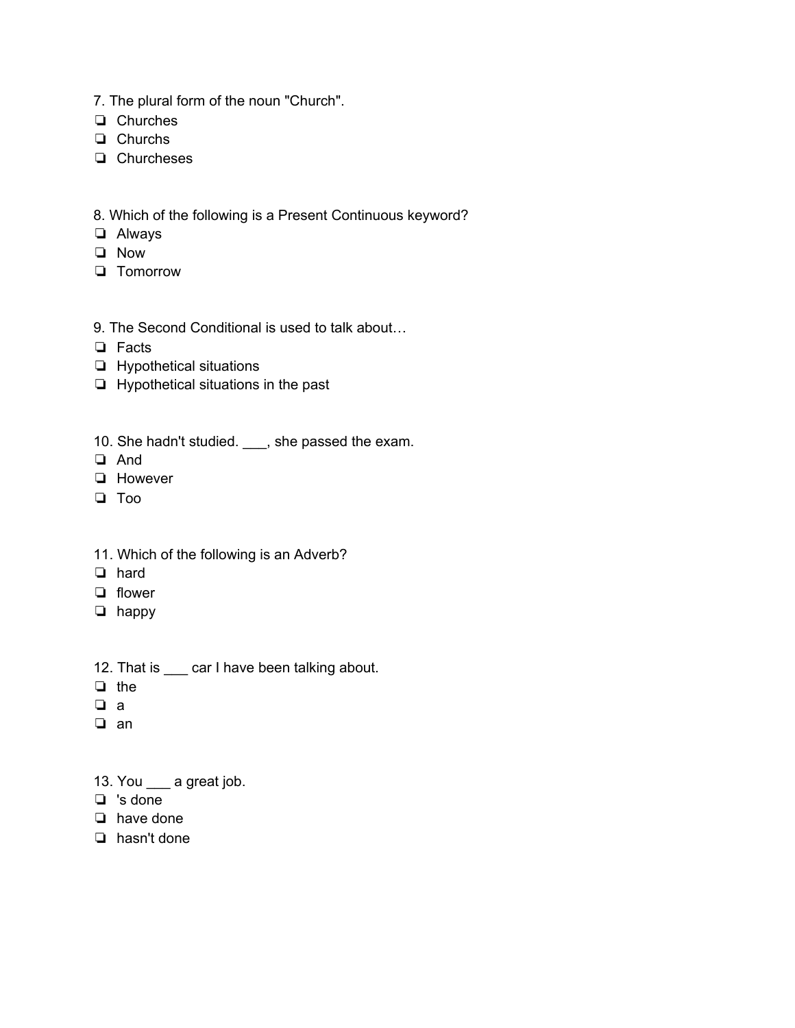7. The plural form of the noun "Church".

- ❏ Churches
- ❏ Churchs
- ❏ Churcheses

8. Which of the following is a Present Continuous keyword?

- ❏ Always
- ❏ Now
- ❏ Tomorrow

9. The Second Conditional is used to talk about…

- ❏ Facts
- ❏ Hypothetical situations
- ❏ Hypothetical situations in the past

10. She hadn't studied. ___, she passed the exam.

- ❏ And
- ❏ However
- ❏ Too

11. Which of the following is an Adverb?

- ❏ hard
- ❏ flower
- ❏ happy

12. That is ___ car I have been talking about.

- ❏ the
- ❏ a
- ❏ an

13. You ___ a great job.

- ❏ 's done
- ❏ have done
- ❏ hasn't done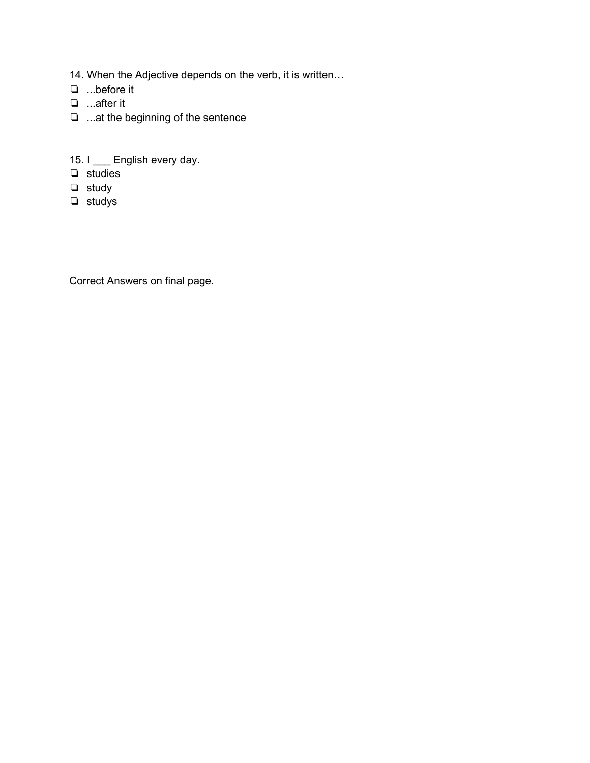14. When the Adjective depends on the verb, it is written…

- ❏ ...before it
- ❏ ...after it
- ❏ ...at the beginning of the sentence

15. I ___ English every day.

- ❏ studies
- ❏ study
- ❏ studys

Correct Answers on final page.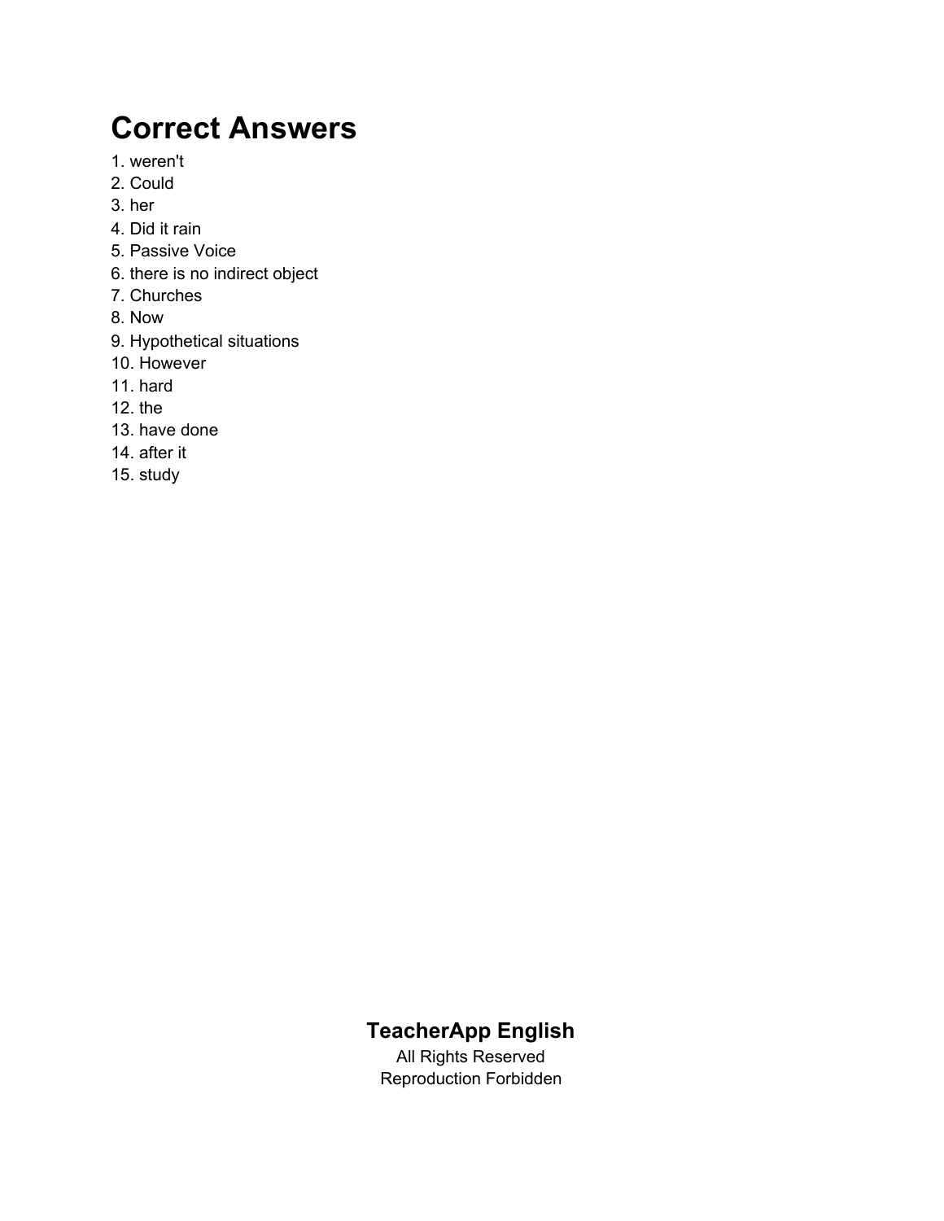# Correct Answers

1. weren't
2. Could
3. her
4. Did it rain
5. Passive Voice
6. there is no indirect object
7. Churches
8. Now
9. Hypothetical situations
10. However
11. hard
12. the
13. have done
14. after it
15. study

**TeacherApp English**

All Rights Reserved

Reproduction Forbidden